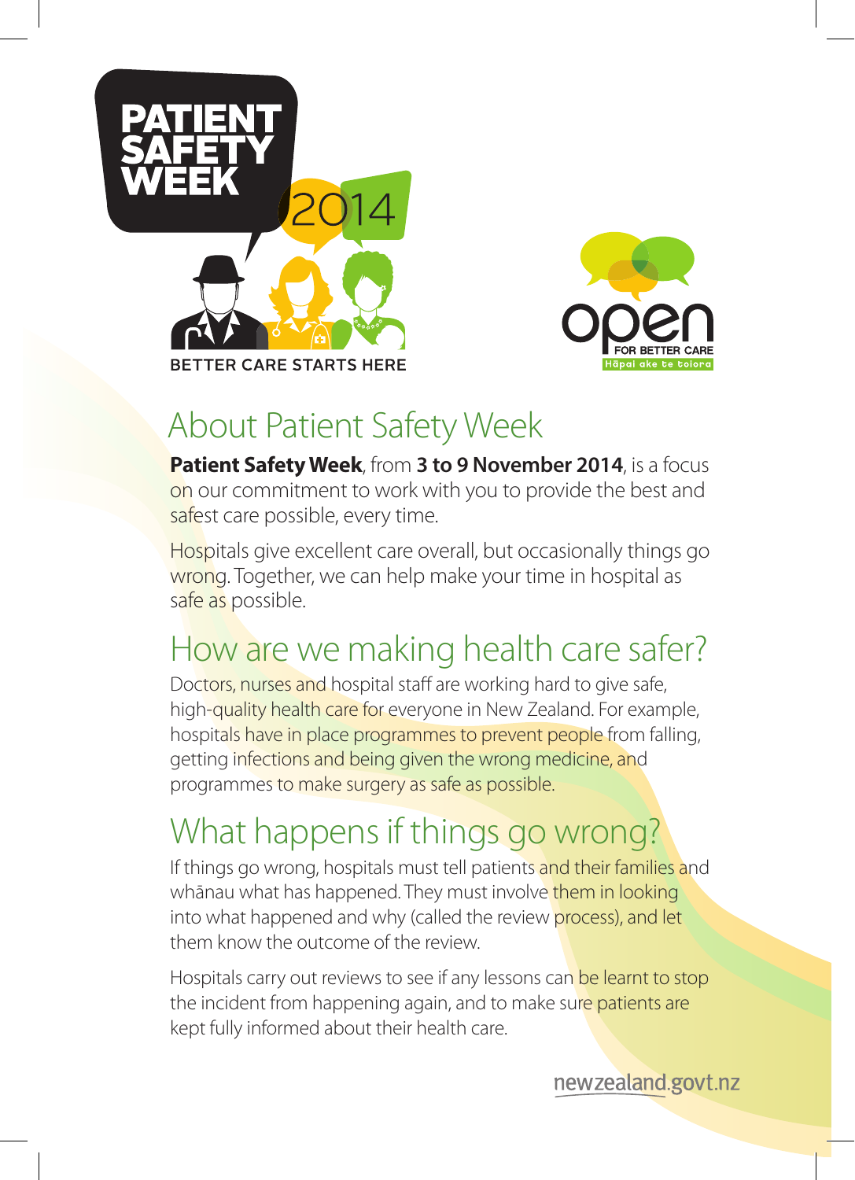PATIENT SAFETY WEEK 2014

BETTER CARE STARTS HERE

open FOR BETTER CARE

Hāpai ake te tiaora

## About Patient Safety Week

**Patient Safety Week**, from **3 to 9 November 2014**, is a focus on our commitment to work with you to provide the best and safest care possible, every time.

Hospitals give excellent care overall, but occasionally things go wrong. Together, we can help make your time in hospital as safe as possible.

## How are we making health care safer?

Doctors, nurses and hospital staff are working hard to give safe, high-quality health care for everyone in New Zealand. For example, hospitals have in place programmes to prevent people from falling, getting infections and being given the wrong medicine, and programmes to make surgery as safe as possible.

## What happens if things go wrong?

If things go wrong, hospitals must tell patients and their families and whānau what has happened. They must involve them in looking into what happened and why (called the review process), and let them know the outcome of the review.

Hospitals carry out reviews to see if any lessons can be learnt to stop the incident from happening again, and to make sure patients are kept fully informed about their health care.

newzealand.govt.nz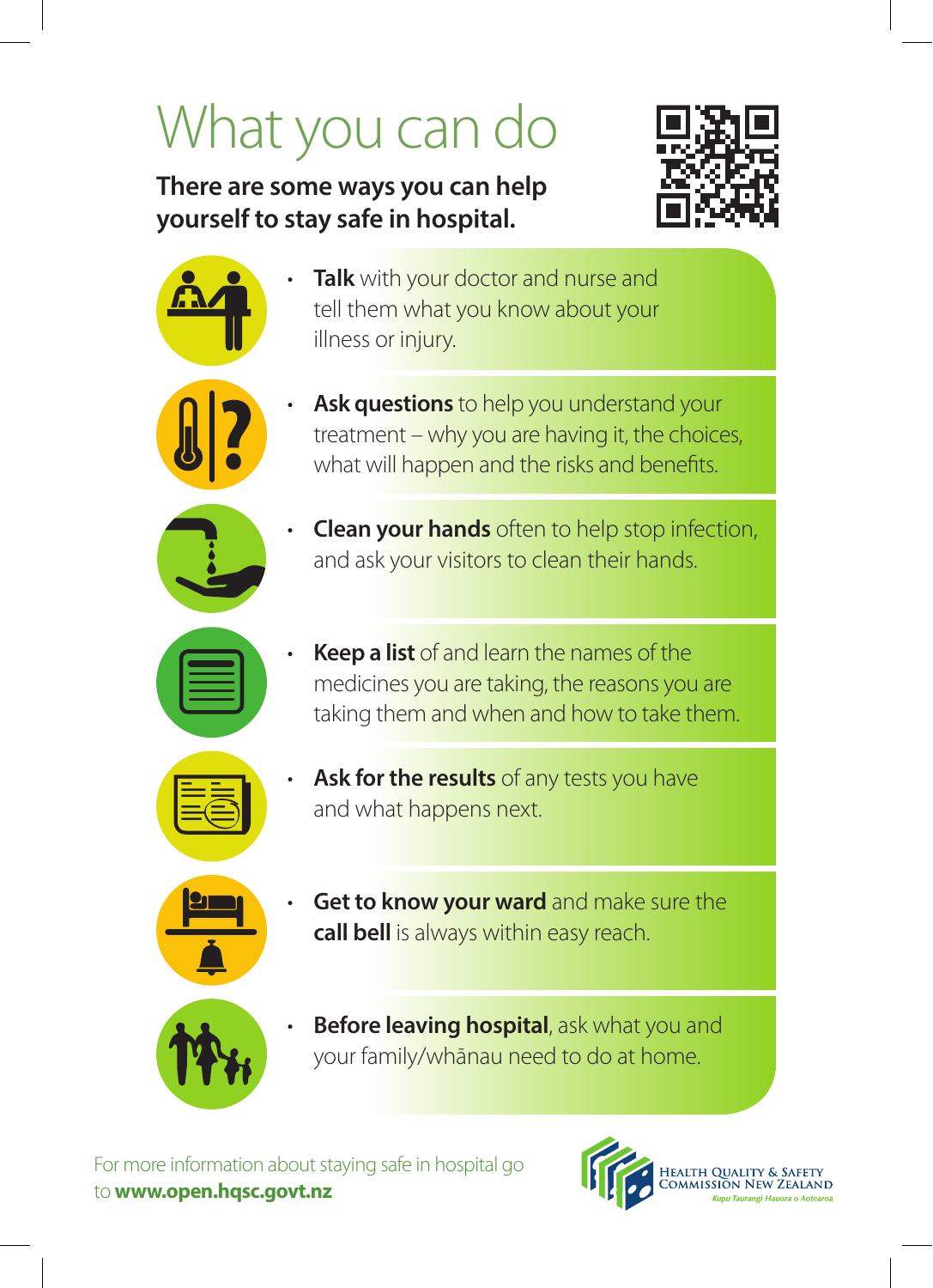# What you can do

**There are some ways you can help yourself to stay safe in hospital.**

- **Talk** with your doctor and nurse and tell them what you know about your illness or injury.
- **Ask questions** to help you understand your treatment – why you are having it, the choices, what will happen and the risks and benefits.
- **Clean your hands** often to help stop infection, and ask your visitors to clean their hands.
- **Keep a list** of and learn the names of the medicines you are taking, the reasons you are taking them and when and how to take them.
- **Ask for the results** of any tests you have and what happens next.
- **Get to know your ward** and make sure the **call bell** is always within easy reach.
- **Before leaving hospital**, ask what you and your family/whānau need to do at home.

For more information about staying safe in hospital go to **www.open.hqsc.govt.nz**

Health Quality & Safety Commission New Zealand
*Kupu Taurangi Hauora o Aotearoa*